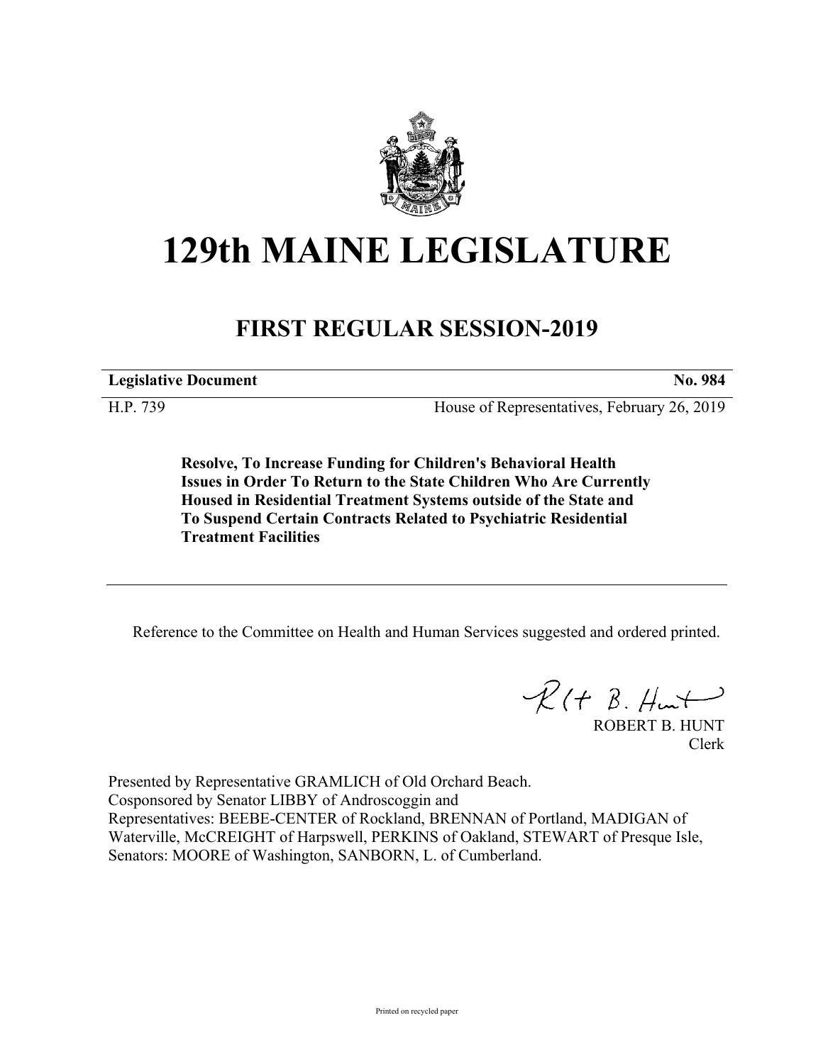# 129th MAINE LEGISLATURE

## FIRST REGULAR SESSION-2019

| **Legislative Document** | **No. 984** |
|---|---|
| H.P. 739 | House of Representatives, February 26, 2019 |

**Resolve, To Increase Funding for Children's Behavioral Health Issues in Order To Return to the State Children Who Are Currently Housed in Residential Treatment Systems outside of the State and To Suspend Certain Contracts Related to Psychiatric Residential Treatment Facilities**

Reference to the Committee on Health and Human Services suggested and ordered printed.

ROBERT B. HUNT
Clerk

Presented by Representative GRAMLICH of Old Orchard Beach.
Cosponsored by Senator LIBBY of Androscoggin and
Representatives: BEEBE-CENTER of Rockland, BRENNAN of Portland, MADIGAN of Waterville, McCREIGHT of Harpswell, PERKINS of Oakland, STEWART of Presque Isle, Senators: MOORE of Washington, SANBORN, L. of Cumberland.

Printed on recycled paper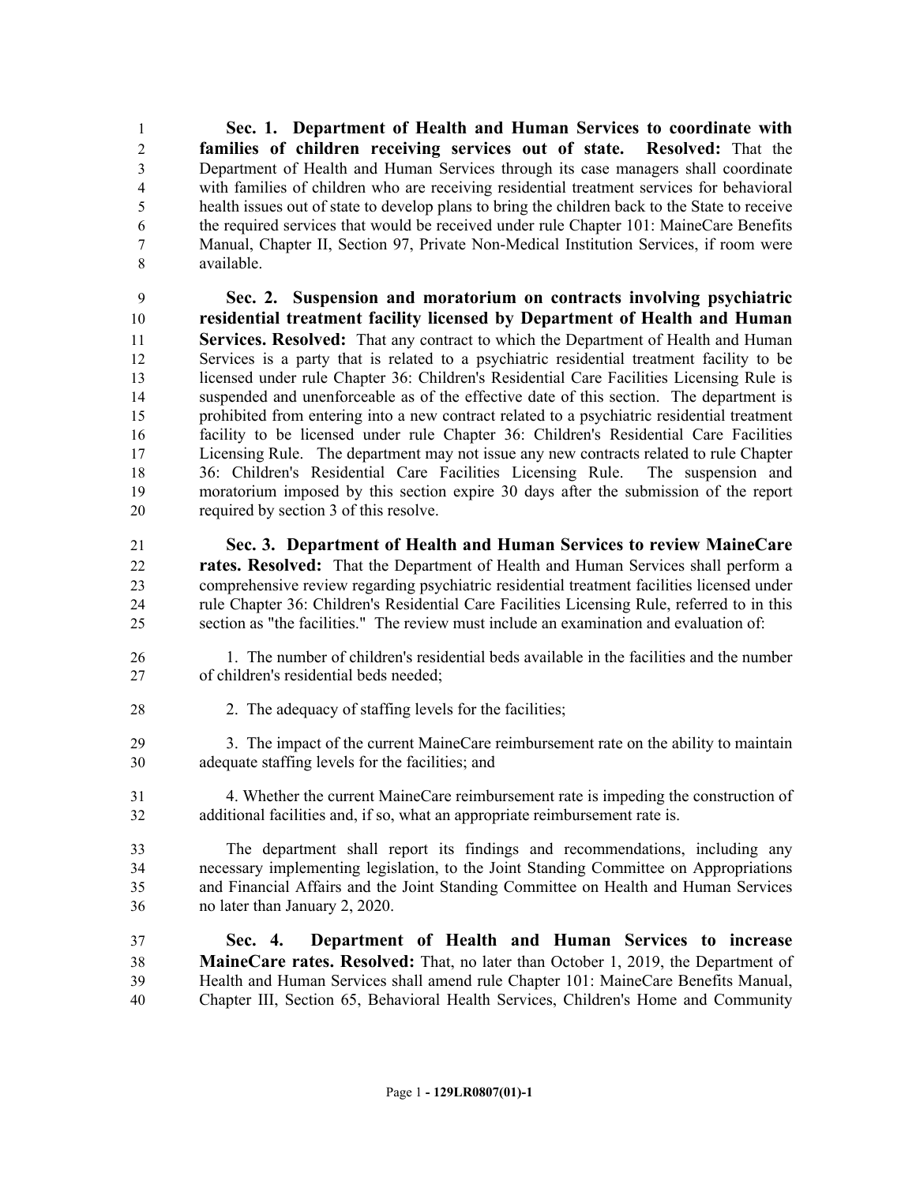**Sec. 1. Department of Health and Human Services to coordinate with families of children receiving services out of state. Resolved:** That the Department of Health and Human Services through its case managers shall coordinate with families of children who are receiving residential treatment services for behavioral health issues out of state to develop plans to bring the children back to the State to receive the required services that would be received under rule Chapter 101: MaineCare Benefits Manual, Chapter II, Section 97, Private Non-Medical Institution Services, if room were available.

**Sec. 2. Suspension and moratorium on contracts involving psychiatric residential treatment facility licensed by Department of Health and Human Services. Resolved:** That any contract to which the Department of Health and Human Services is a party that is related to a psychiatric residential treatment facility to be licensed under rule Chapter 36: Children's Residential Care Facilities Licensing Rule is suspended and unenforceable as of the effective date of this section. The department is prohibited from entering into a new contract related to a psychiatric residential treatment facility to be licensed under rule Chapter 36: Children's Residential Care Facilities Licensing Rule. The department may not issue any new contracts related to rule Chapter 36: Children's Residential Care Facilities Licensing Rule. The suspension and moratorium imposed by this section expire 30 days after the submission of the report required by section 3 of this resolve.

**Sec. 3. Department of Health and Human Services to review MaineCare rates. Resolved:** That the Department of Health and Human Services shall perform a comprehensive review regarding psychiatric residential treatment facilities licensed under rule Chapter 36: Children's Residential Care Facilities Licensing Rule, referred to in this section as "the facilities." The review must include an examination and evaluation of:

1. The number of children's residential beds available in the facilities and the number of children's residential beds needed;

2. The adequacy of staffing levels for the facilities;

3. The impact of the current MaineCare reimbursement rate on the ability to maintain adequate staffing levels for the facilities; and

4. Whether the current MaineCare reimbursement rate is impeding the construction of additional facilities and, if so, what an appropriate reimbursement rate is.

The department shall report its findings and recommendations, including any necessary implementing legislation, to the Joint Standing Committee on Appropriations and Financial Affairs and the Joint Standing Committee on Health and Human Services no later than January 2, 2020.

**Sec. 4. Department of Health and Human Services to increase MaineCare rates. Resolved:** That, no later than October 1, 2019, the Department of Health and Human Services shall amend rule Chapter 101: MaineCare Benefits Manual, Chapter III, Section 65, Behavioral Health Services, Children's Home and Community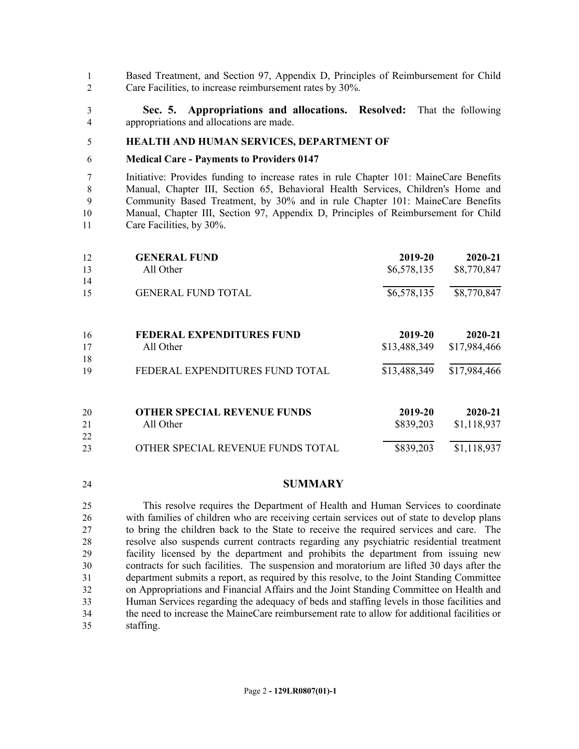Based Treatment, and Section 97, Appendix D, Principles of Reimbursement for Child Care Facilities, to increase reimbursement rates by 30%.

**Sec. 5. Appropriations and allocations. Resolved:** That the following appropriations and allocations are made.

**HEALTH AND HUMAN SERVICES, DEPARTMENT OF**

**Medical Care - Payments to Providers 0147**

Initiative: Provides funding to increase rates in rule Chapter 101: MaineCare Benefits Manual, Chapter III, Section 65, Behavioral Health Services, Children's Home and Community Based Treatment, by 30% and in rule Chapter 101: MaineCare Benefits Manual, Chapter III, Section 97, Appendix D, Principles of Reimbursement for Child Care Facilities, by 30%.

| **GENERAL FUND** | **2019-20** | **2020-21** |
|---|---|---|
| All Other | $6,578,135 | $8,770,847 |
| GENERAL FUND TOTAL | $6,578,135 | $8,770,847 |

| **FEDERAL EXPENDITURES FUND** | **2019-20** | **2020-21** |
|---|---|---|
| All Other | $13,488,349 | $17,984,466 |
| FEDERAL EXPENDITURES FUND TOTAL | $13,488,349 | $17,984,466 |

| **OTHER SPECIAL REVENUE FUNDS** | **2019-20** | **2020-21** |
|---|---|---|
| All Other | $839,203 | $1,118,937 |
| OTHER SPECIAL REVENUE FUNDS TOTAL | $839,203 | $1,118,937 |

## SUMMARY

This resolve requires the Department of Health and Human Services to coordinate with families of children who are receiving certain services out of state to develop plans to bring the children back to the State to receive the required services and care. The resolve also suspends current contracts regarding any psychiatric residential treatment facility licensed by the department and prohibits the department from issuing new contracts for such facilities. The suspension and moratorium are lifted 30 days after the department submits a report, as required by this resolve, to the Joint Standing Committee on Appropriations and Financial Affairs and the Joint Standing Committee on Health and Human Services regarding the adequacy of beds and staffing levels in those facilities and the need to increase the MaineCare reimbursement rate to allow for additional facilities or staffing.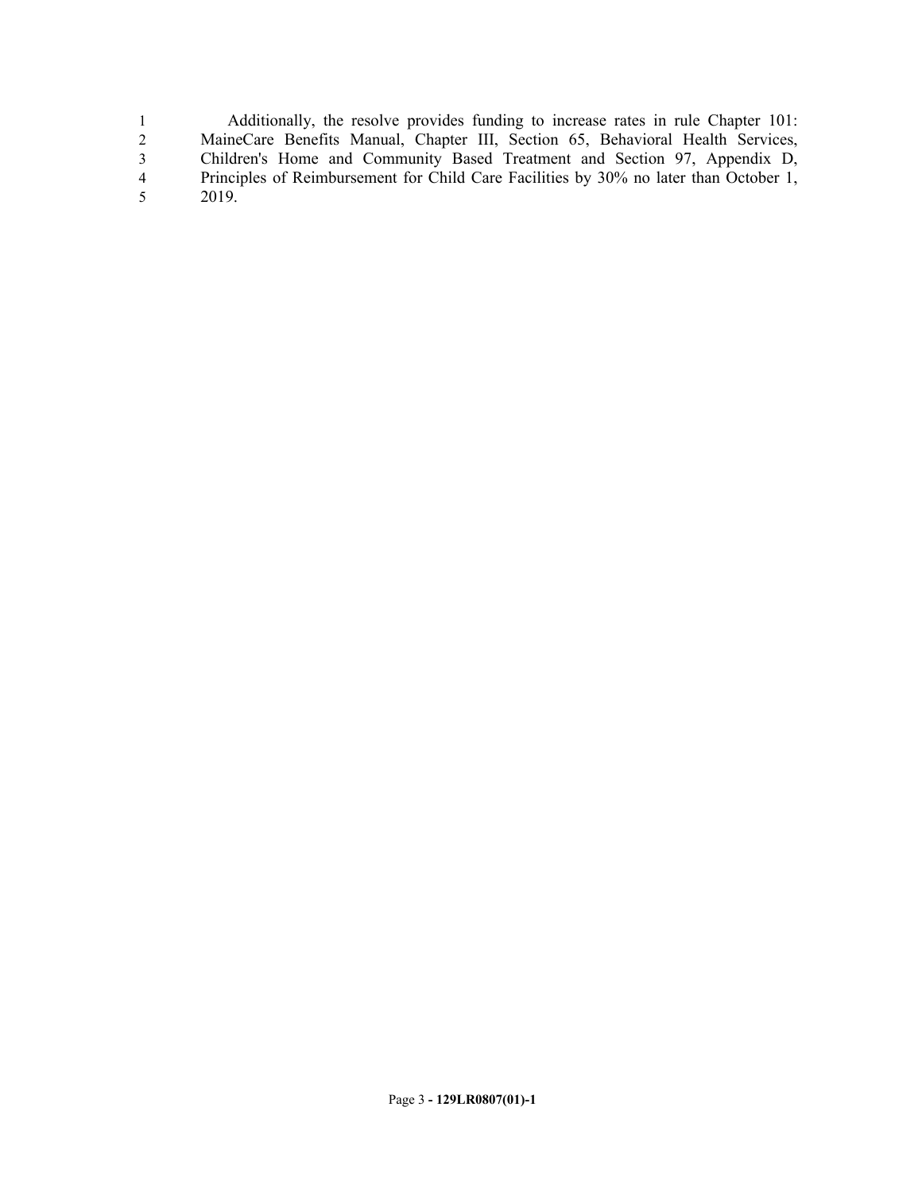Additionally, the resolve provides funding to increase rates in rule Chapter 101: MaineCare Benefits Manual, Chapter III, Section 65, Behavioral Health Services, Children's Home and Community Based Treatment and Section 97, Appendix D, Principles of Reimbursement for Child Care Facilities by 30% no later than October 1, 2019.